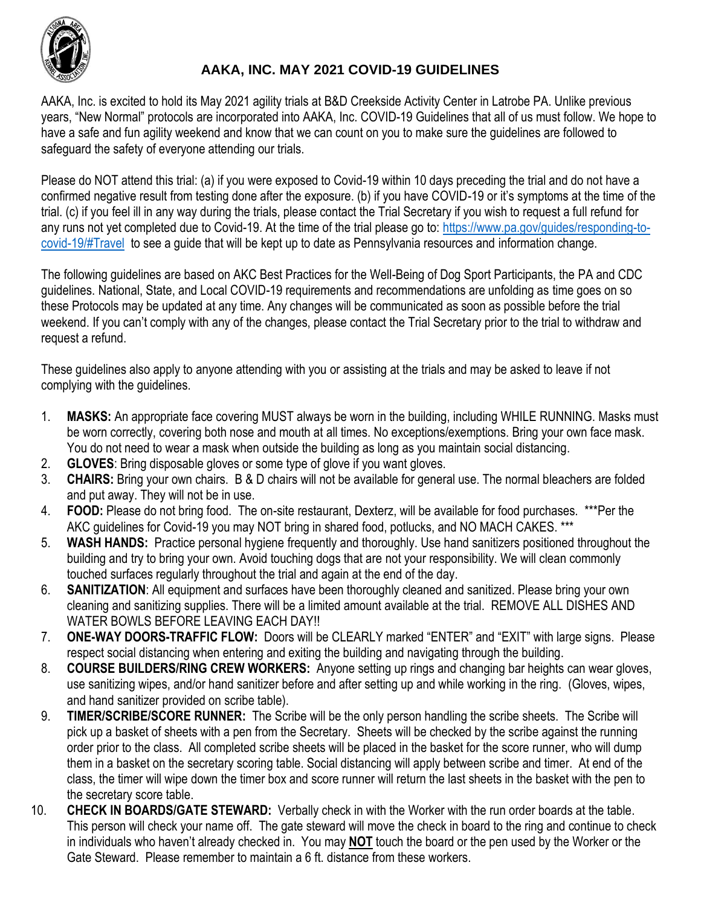# AAKA, INC. MAY 2021 COVID-19 GUIDELINES

AAKA, Inc. is excited to hold its May 2021 agility trials at B&D Creekside Activity Center in Latrobe PA. Unlike previous years, "New Normal" protocols are incorporated into AAKA, Inc. COVID-19 Guidelines that all of us must follow. We hope to have a safe and fun agility weekend and know that we can count on you to make sure the guidelines are followed to safeguard the safety of everyone attending our trials.

Please do NOT attend this trial: (a) if you were exposed to Covid-19 within 10 days preceding the trial and do not have a confirmed negative result from testing done after the exposure. (b) if you have COVID-19 or it's symptoms at the time of the trial. (c) if you feel ill in any way during the trials, please contact the Trial Secretary if you wish to request a full refund for any runs not yet completed due to Covid-19. At the time of the trial please go to: https://www.pa.gov/guides/responding-to-covid-19/#Travel to see a guide that will be kept up to date as Pennsylvania resources and information change.

The following guidelines are based on AKC Best Practices for the Well-Being of Dog Sport Participants, the PA and CDC guidelines. National, State, and Local COVID-19 requirements and recommendations are unfolding as time goes on so these Protocols may be updated at any time. Any changes will be communicated as soon as possible before the trial weekend. If you can't comply with any of the changes, please contact the Trial Secretary prior to the trial to withdraw and request a refund.

These guidelines also apply to anyone attending with you or assisting at the trials and may be asked to leave if not complying with the guidelines.

1. **MASKS:** An appropriate face covering MUST always be worn in the building, including WHILE RUNNING. Masks must be worn correctly, covering both nose and mouth at all times. No exceptions/exemptions. Bring your own face mask. You do not need to wear a mask when outside the building as long as you maintain social distancing.
2. **GLOVES**: Bring disposable gloves or some type of glove if you want gloves.
3. **CHAIRS:** Bring your own chairs. B & D chairs will not be available for general use. The normal bleachers are folded and put away. They will not be in use.
4. **FOOD:** Please do not bring food. The on-site restaurant, Dexterz, will be available for food purchases. ***Per the AKC guidelines for Covid-19 you may NOT bring in shared food, potlucks, and NO MACH CAKES. ***
5. **WASH HANDS:** Practice personal hygiene frequently and thoroughly. Use hand sanitizers positioned throughout the building and try to bring your own. Avoid touching dogs that are not your responsibility. We will clean commonly touched surfaces regularly throughout the trial and again at the end of the day.
6. **SANITIZATION**: All equipment and surfaces have been thoroughly cleaned and sanitized. Please bring your own cleaning and sanitizing supplies. There will be a limited amount available at the trial. REMOVE ALL DISHES AND WATER BOWLS BEFORE LEAVING EACH DAY!!
7. **ONE-WAY DOORS-TRAFFIC FLOW:** Doors will be CLEARLY marked "ENTER" and "EXIT" with large signs. Please respect social distancing when entering and exiting the building and navigating through the building.
8. **COURSE BUILDERS/RING CREW WORKERS:** Anyone setting up rings and changing bar heights can wear gloves, use sanitizing wipes, and/or hand sanitizer before and after setting up and while working in the ring. (Gloves, wipes, and hand sanitizer provided on scribe table).
9. **TIMER/SCRIBE/SCORE RUNNER:** The Scribe will be the only person handling the scribe sheets. The Scribe will pick up a basket of sheets with a pen from the Secretary. Sheets will be checked by the scribe against the running order prior to the class. All completed scribe sheets will be placed in the basket for the score runner, who will dump them in a basket on the secretary scoring table. Social distancing will apply between scribe and timer. At end of the class, the timer will wipe down the timer box and score runner will return the last sheets in the basket with the pen to the secretary score table.
10. **CHECK IN BOARDS/GATE STEWARD:** Verbally check in with the Worker with the run order boards at the table. This person will check your name off. The gate steward will move the check in board to the ring and continue to check in individuals who haven't already checked in. You may **NOT** touch the board or the pen used by the Worker or the Gate Steward. Please remember to maintain a 6 ft. distance from these workers.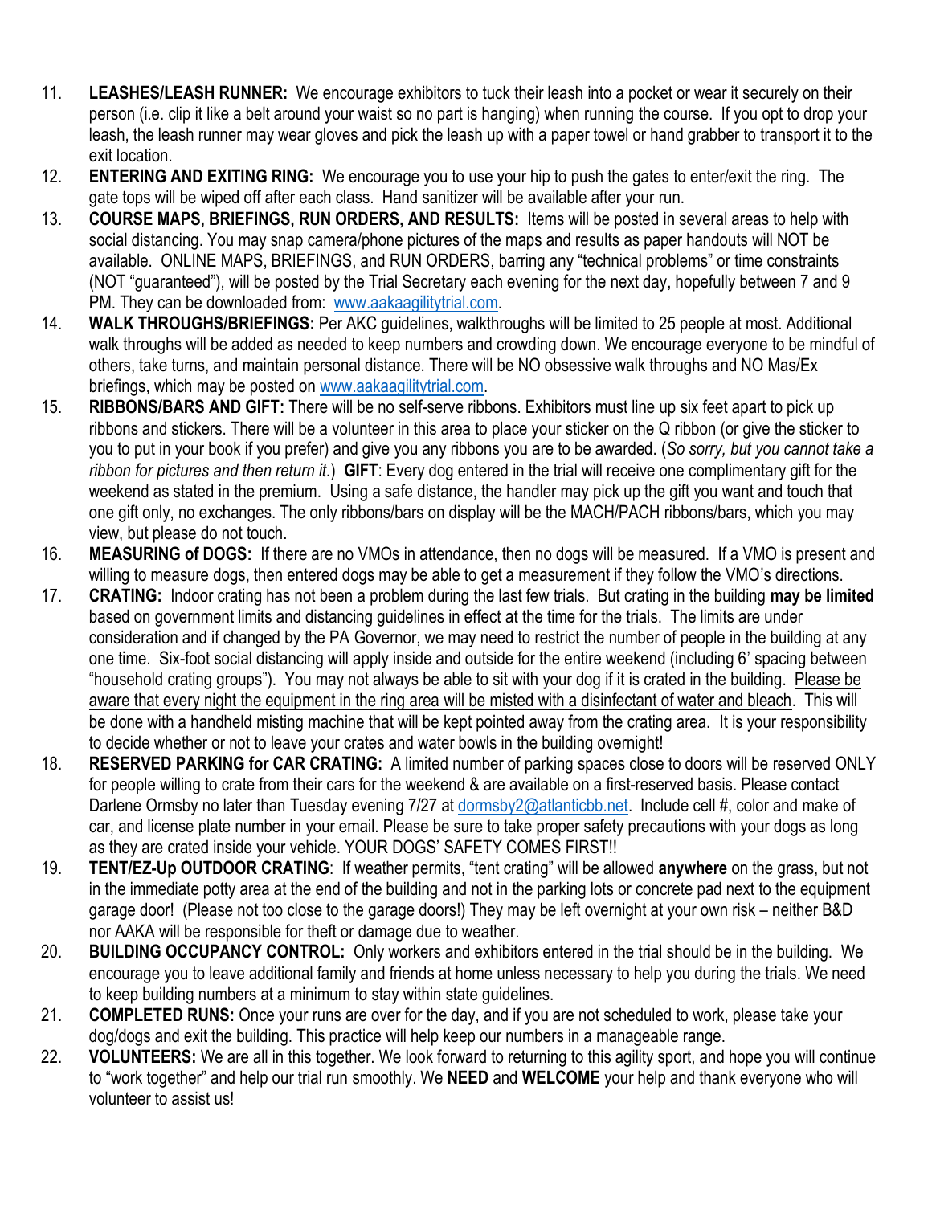11. **LEASHES/LEASH RUNNER:** We encourage exhibitors to tuck their leash into a pocket or wear it securely on their person (i.e. clip it like a belt around your waist so no part is hanging) when running the course. If you opt to drop your leash, the leash runner may wear gloves and pick the leash up with a paper towel or hand grabber to transport it to the exit location.
12. **ENTERING AND EXITING RING:** We encourage you to use your hip to push the gates to enter/exit the ring. The gate tops will be wiped off after each class. Hand sanitizer will be available after your run.
13. **COURSE MAPS, BRIEFINGS, RUN ORDERS, AND RESULTS:** Items will be posted in several areas to help with social distancing. You may snap camera/phone pictures of the maps and results as paper handouts will NOT be available. ONLINE MAPS, BRIEFINGS, and RUN ORDERS, barring any "technical problems" or time constraints (NOT "guaranteed"), will be posted by the Trial Secretary each evening for the next day, hopefully between 7 and 9 PM. They can be downloaded from: [www.aakaagilitytrial.com](http://www.aakaagilitytrial.com).
14. **WALK THROUGHS/BRIEFINGS:** Per AKC guidelines, walkthroughs will be limited to 25 people at most. Additional walk throughs will be added as needed to keep numbers and crowding down. We encourage everyone to be mindful of others, take turns, and maintain personal distance. There will be NO obsessive walk throughs and NO Mas/Ex briefings, which may be posted on [www.aakaagilitytrial.com](http://www.aakaagilitytrial.com).
15. **RIBBONS/BARS AND GIFT:** There will be no self-serve ribbons. Exhibitors must line up six feet apart to pick up ribbons and stickers. There will be a volunteer in this area to place your sticker on the Q ribbon (or give the sticker to you to put in your book if you prefer) and give you any ribbons you are to be awarded. (*So sorry, but you cannot take a ribbon for pictures and then return it.*) **GIFT**: Every dog entered in the trial will receive one complimentary gift for the weekend as stated in the premium. Using a safe distance, the handler may pick up the gift you want and touch that one gift only, no exchanges. The only ribbons/bars on display will be the MACH/PACH ribbons/bars, which you may view, but please do not touch.
16. **MEASURING of DOGS:** If there are no VMOs in attendance, then no dogs will be measured. If a VMO is present and willing to measure dogs, then entered dogs may be able to get a measurement if they follow the VMO's directions.
17. **CRATING:** Indoor crating has not been a problem during the last few trials. But crating in the building **may be limited** based on government limits and distancing guidelines in effect at the time for the trials. The limits are under consideration and if changed by the PA Governor, we may need to restrict the number of people in the building at any one time. Six-foot social distancing will apply inside and outside for the entire weekend (including 6' spacing between "household crating groups"). You may not always be able to sit with your dog if it is crated in the building. <u>Please be aware that every night the equipment in the ring area will be misted with a disinfectant of water and bleach</u>. This will be done with a handheld misting machine that will be kept pointed away from the crating area. It is your responsibility to decide whether or not to leave your crates and water bowls in the building overnight!
18. **RESERVED PARKING for CAR CRATING:** A limited number of parking spaces close to doors will be reserved ONLY for people willing to crate from their cars for the weekend & are available on a first-reserved basis. Please contact Darlene Ormsby no later than Tuesday evening 7/27 at [dormsby2@atlanticbb.net](mailto:dormsby2@atlanticbb.net). Include cell #, color and make of car, and license plate number in your email. Please be sure to take proper safety precautions with your dogs as long as they are crated inside your vehicle. YOUR DOGS' SAFETY COMES FIRST!!
19. **TENT/EZ-Up OUTDOOR CRATING**: If weather permits, "tent crating" will be allowed **anywhere** on the grass, but not in the immediate potty area at the end of the building and not in the parking lots or concrete pad next to the equipment garage door! (Please not too close to the garage doors!) They may be left overnight at your own risk – neither B&D nor AAKA will be responsible for theft or damage due to weather.
20. **BUILDING OCCUPANCY CONTROL:** Only workers and exhibitors entered in the trial should be in the building. We encourage you to leave additional family and friends at home unless necessary to help you during the trials. We need to keep building numbers at a minimum to stay within state guidelines.
21. **COMPLETED RUNS:** Once your runs are over for the day, and if you are not scheduled to work, please take your dog/dogs and exit the building. This practice will help keep our numbers in a manageable range.
22. **VOLUNTEERS:** We are all in this together. We look forward to returning to this agility sport, and hope you will continue to "work together" and help our trial run smoothly. We **NEED** and **WELCOME** your help and thank everyone who will volunteer to assist us!